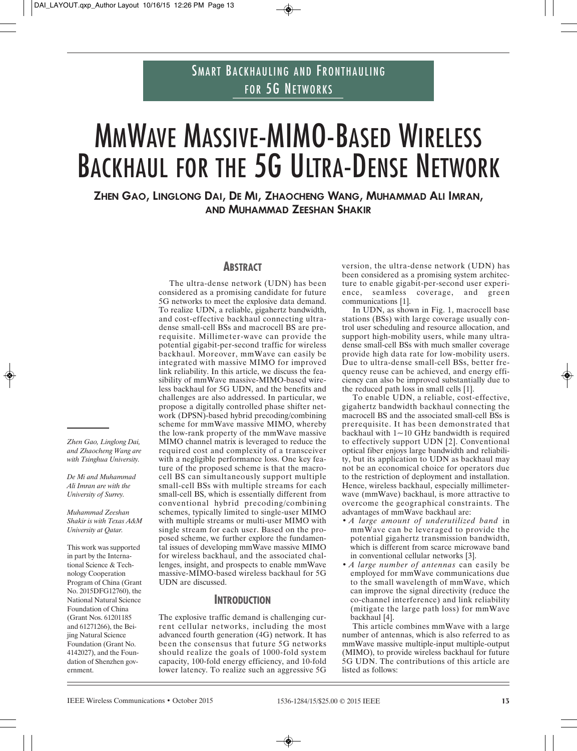Smart Backhauling and Fronthauling for 5G Networks

# MmWave Massive-MIMO-Based Wireless Backhaul for the 5G Ultra-Dense Network

**Zhen Gao, Linglong Dai, De Mi, Zhaocheng Wang, Muhammad Ali Imran, and Muhammad Zeeshan Shakir**

*Zhen Gao, Linglong Dai, and Zhaocheng Wang are with Tsinghua University.*

*De Mi and Muhammad Ali Imran are with the University of Surrey.*

*Muhammad Zeeshan Shakir is with Texas A&M University at Qatar.*

This work was supported in part by the International Science & Technology Cooperation Program of China (Grant No. 2015DFG12760), the National Natural Science Foundation of China (Grant Nos. 61201185 and 61271266), the Beijing Natural Science Foundation (Grant No. 4142027), and the Foundation of Shenzhen government.

## Abstract

The ultra-dense network (UDN) has been considered as a promising candidate for future 5G networks to meet the explosive data demand. To realize UDN, a reliable, gigahertz bandwidth, and cost-effective backhaul connecting ultra-dense small-cell BSs and macrocell BS are prerequisite. Millimeter-wave can provide the potential gigabit-per-second traffic for wireless backhaul. Moreover, mmWave can easily be integrated with massive MIMO for improved link reliability. In this article, we discuss the feasibility of mmWave massive-MIMO-based wireless backhaul for 5G UDN, and the benefits and challenges are also addressed. In particular, we propose a digitally controlled phase shifter network (DPSN)-based hybrid precoding/combining scheme for mmWave massive MIMO, whereby the low-rank property of the mmWave massive MIMO channel matrix is leveraged to reduce the required cost and complexity of a transceiver with a negligible performance loss. One key feature of the proposed scheme is that the macrocell BS can simultaneously support multiple small-cell BSs with multiple streams for each small-cell BS, which is essentially different from conventional hybrid precoding/combining schemes, typically limited to single-user MIMO with multiple streams or multi-user MIMO with single stream for each user. Based on the proposed scheme, we further explore the fundamental issues of developing mmWave massive MIMO for wireless backhaul, and the associated challenges, insight, and prospects to enable mmWave massive-MIMO-based wireless backhaul for 5G UDN are discussed.

## Introduction

The explosive traffic demand is challenging current cellular networks, including the most advanced fourth generation (4G) network. It has been the consensus that future 5G networks should realize the goals of 1000-fold system capacity, 100-fold energy efficiency, and 10-fold lower latency. To realize such an aggressive 5G version, the ultra-dense network (UDN) has been considered as a promising system architecture to enable gigabit-per-second user experience, seamless coverage, and green communications [1].

In UDN, as shown in Fig. 1, macrocell base stations (BSs) with large coverage usually control user scheduling and resource allocation, and support high-mobility users, while many ultra-dense small-cell BSs with much smaller coverage provide high data rate for low-mobility users. Due to ultra-dense small-cell BSs, better frequency reuse can be achieved, and energy efficiency can also be improved substantially due to the reduced path loss in small cells [1].

To enable UDN, a reliable, cost-effective, gigahertz bandwidth backhaul connecting the macrocell BS and the associated small-cell BSs is prerequisite. It has been demonstrated that backhaul with 1~10 GHz bandwidth is required to effectively support UDN [2]. Conventional optical fiber enjoys large bandwidth and reliability, but its application to UDN as backhaul may not be an economical choice for operators due to the restriction of deployment and installation. Hence, wireless backhaul, especially millimeter-wave (mmWave) backhaul, is more attractive to overcome the geographical constraints. The advantages of mmWave backhaul are:

- *A large amount of underutilized band* in mmWave can be leveraged to provide the potential gigahertz transmission bandwidth, which is different from scarce microwave band in conventional cellular networks [3].
- *A large number of antennas* can easily be employed for mmWave communications due to the small wavelength of mmWave, which can improve the signal directivity (reduce the co-channel interference) and link reliability (mitigate the large path loss) for mmWave backhaul [4].

This article combines mmWave with a large number of antennas, which is also referred to as mmWave massive multiple-input multiple-output (MIMO), to provide wireless backhaul for future 5G UDN. The contributions of this article are listed as follows: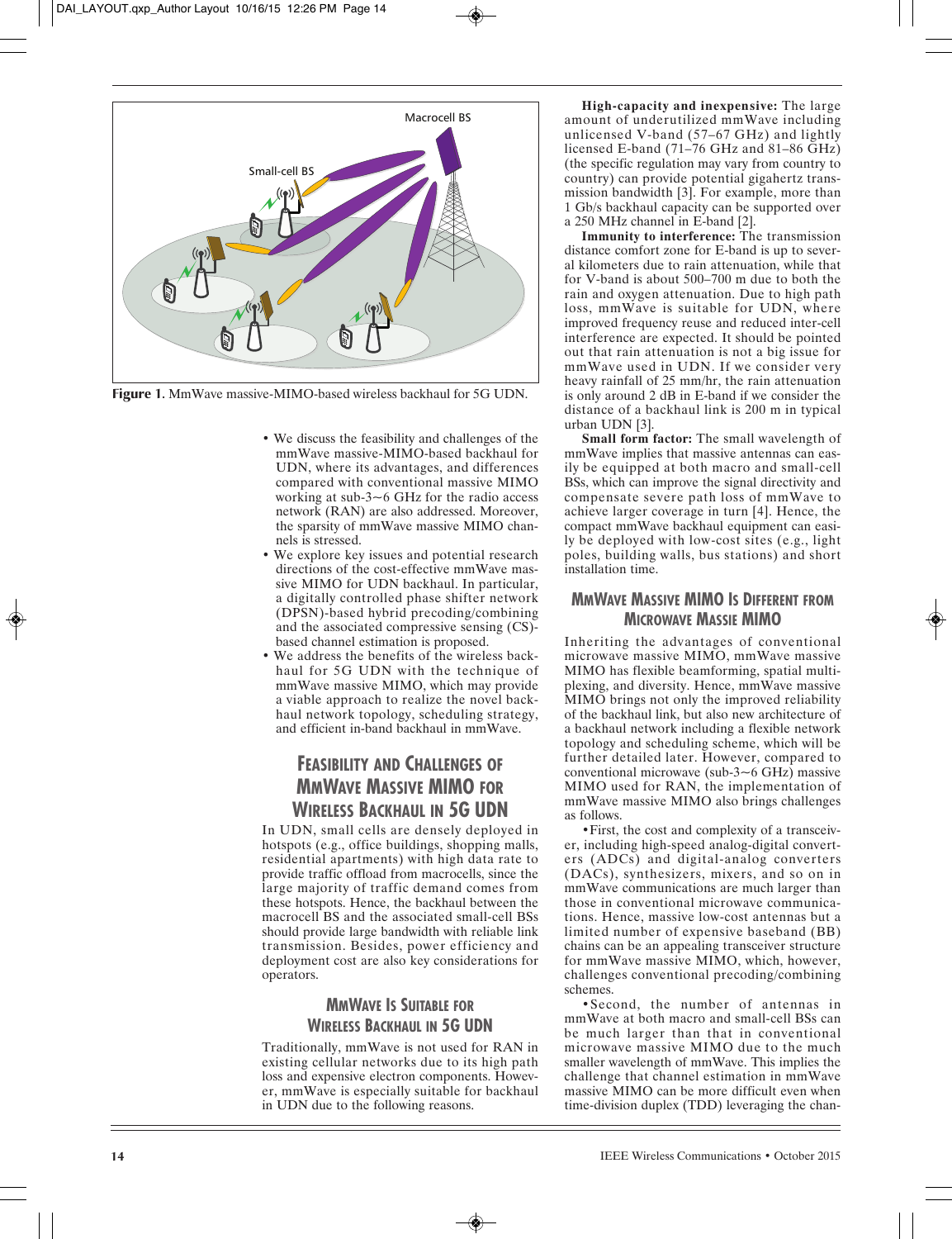Figure 1. MmWave massive-MIMO-based wireless backhaul for 5G UDN.

- We discuss the feasibility and challenges of the mmWave massive-MIMO-based backhaul for UDN, where its advantages, and differences compared with conventional massive MIMO working at sub-3~6 GHz for the radio access network (RAN) are also addressed. Moreover, the sparsity of mmWave massive MIMO channels is stressed.
- We explore key issues and potential research directions of the cost-effective mmWave massive MIMO for UDN backhaul. In particular, a digitally controlled phase shifter network (DPSN)-based hybrid precoding/combining and the associated compressive sensing (CS)-based channel estimation is proposed.
- We address the benefits of the wireless backhaul for 5G UDN with the technique of mmWave massive MIMO, which may provide a viable approach to realize the novel backhaul network topology, scheduling strategy, and efficient in-band backhaul in mmWave.

## Feasibility and Challenges of mmWave Massive MIMO for Wireless Backhaul in 5G UDN

In UDN, small cells are densely deployed in hotspots (e.g., office buildings, shopping malls, residential apartments) with high data rate to provide traffic offload from macrocells, since the large majority of traffic demand comes from these hotspots. Hence, the backhaul between the macrocell BS and the associated small-cell BSs should provide large bandwidth with reliable link transmission. Besides, power efficiency and deployment cost are also key considerations for operators.

### mmWave Is Suitable for Wireless Backhaul in 5G UDN

Traditionally, mmWave is not used for RAN in existing cellular networks due to its high path loss and expensive electron components. However, mmWave is especially suitable for backhaul in UDN due to the following reasons.

**High-capacity and inexpensive:** The large amount of underutilized mmWave including unlicensed V-band (57–67 GHz) and lightly licensed E-band (71–76 GHz and 81–86 GHz) (the specific regulation may vary from country to country) can provide potential gigahertz transmission bandwidth [3]. For example, more than 1 Gb/s backhaul capacity can be supported over a 250 MHz channel in E-band [2].

**Immunity to interference:** The transmission distance comfort zone for E-band is up to several kilometers due to rain attenuation, while that for V-band is about 500–700 m due to both the rain and oxygen attenuation. Due to high path loss, mmWave is suitable for UDN, where improved frequency reuse and reduced inter-cell interference are expected. It should be pointed out that rain attenuation is not a big issue for mmWave used in UDN. If we consider very heavy rainfall of 25 mm/hr, the rain attenuation is only around 2 dB in E-band if we consider the distance of a backhaul link is 200 m in typical urban UDN [3].

**Small form factor:** The small wavelength of mmWave implies that massive antennas can easily be equipped at both macro and small-cell BSs, which can improve the signal directivity and compensate severe path loss of mmWave to achieve larger coverage in turn [4]. Hence, the compact mmWave backhaul equipment can easily be deployed with low-cost sites (e.g., light poles, building walls, bus stations) and short installation time.

### mmWave Massive MIMO Is Different from Microwave Massie MIMO

Inheriting the advantages of conventional microwave massive MIMO, mmWave massive MIMO has flexible beamforming, spatial multiplexing, and diversity. Hence, mmWave massive MIMO brings not only the improved reliability of the backhaul link, but also new architecture of a backhaul network including a flexible network topology and scheduling scheme, which will be further detailed later. However, compared to conventional microwave (sub-3~6 GHz) massive MIMO used for RAN, the implementation of mmWave massive MIMO also brings challenges as follows.

- First, the cost and complexity of a transceiver, including high-speed analog-digital converters (ADCs) and digital-analog converters (DACs), synthesizers, mixers, and so on in mmWave communications are much larger than those in conventional microwave communications. Hence, massive low-cost antennas but a limited number of expensive baseband (BB) chains can be an appealing transceiver structure for mmWave massive MIMO, which, however, challenges conventional precoding/combining schemes.
- Second, the number of antennas in mmWave at both macro and small-cell BSs can be much larger than that in conventional microwave massive MIMO due to the much smaller wavelength of mmWave. This implies the challenge that channel estimation in mmWave massive MIMO can be more difficult even when time-division duplex (TDD) leveraging the chan-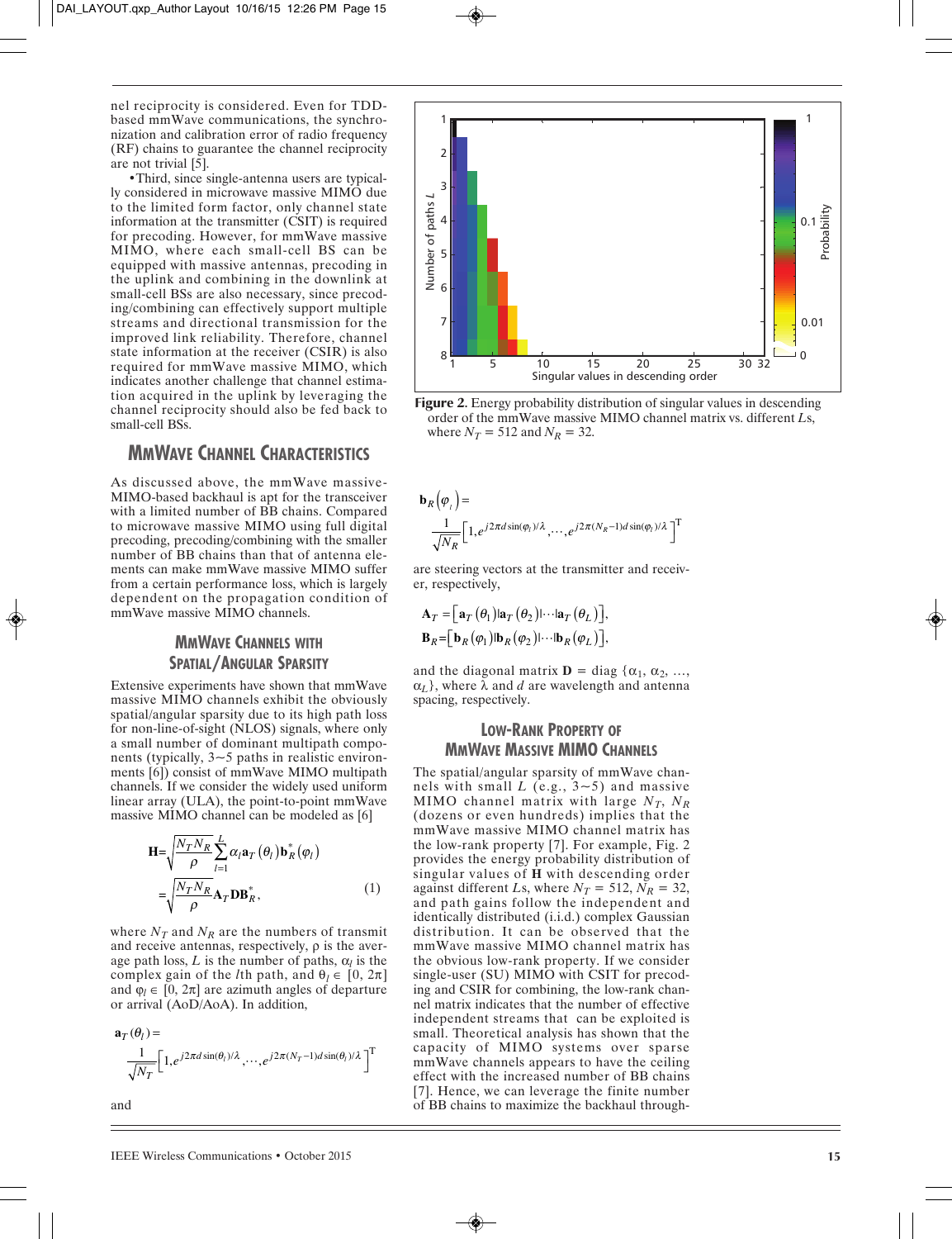nel reciprocity is considered. Even for TDD-based mmWave communications, the synchronization and calibration error of radio frequency (RF) chains to guarantee the channel reciprocity are not trivial [5].

• Third, since single-antenna users are typically considered in microwave massive MIMO due to the limited form factor, only channel state information at the transmitter (CSIT) is required for precoding. However, for mmWave massive MIMO, where each small-cell BS can be equipped with massive antennas, precoding in the uplink and combining in the downlink at small-cell BSs are also necessary, since precoding/combining can effectively support multiple streams and directional transmission for the improved link reliability. Therefore, channel state information at the receiver (CSIR) is also required for mmWave massive MIMO, which indicates another challenge that channel estimation acquired in the uplink by leveraging the channel reciprocity should also be fed back to small-cell BSs.

## MmWave Channel Characteristics

As discussed above, the mmWave massive-MIMO-based backhaul is apt for the transceiver with a limited number of BB chains. Compared to microwave massive MIMO using full digital precoding, precoding/combining with the smaller number of BB chains than that of antenna elements can make mmWave massive MIMO suffer from a certain performance loss, which is largely dependent on the propagation condition of mmWave massive MIMO channels.

### MmWave Channels with Spatial/Angular Sparsity

Extensive experiments have shown that mmWave massive MIMO channels exhibit the obviously spatial/angular sparsity due to its high path loss for non-line-of-sight (NLOS) signals, where only a small number of dominant multipath components (typically, 3~5 paths in realistic environments [6]) consist of mmWave MIMO multipath channels. If we consider the widely used uniform linear array (ULA), the point-to-point mmWave massive MIMO channel can be modeled as [6]

$$\mathbf{H}=\sqrt{\frac{N_T N_R}{\rho}}\sum_{l=1}^{L}\alpha_l \mathbf{a}_T(\theta_l)\mathbf{b}_R^*(\varphi_l) =\sqrt{\frac{N_T N_R}{\rho}}\mathbf{A}_T\mathbf{D}\mathbf{B}_R^*, \tag{1}$$

where $N_T$ and $N_R$ are the numbers of transmit and receive antennas, respectively, $\rho$ is the average path loss, $L$ is the number of paths, $\alpha_l$ is the complex gain of the $l$th path, and $\theta_l \in [0, 2\pi]$ and $\varphi_l \in [0, 2\pi]$ are azimuth angles of departure or arrival (AoD/AoA). In addition,

$$\mathbf{a}_T(\theta_l)=\frac{1}{\sqrt{N_T}}\left[1, e^{j2\pi d\sin(\theta_l)/\lambda}, \cdots, e^{j2\pi(N_T-1)d\sin(\theta_l)/\lambda}\right]^{\mathrm{T}}$$

and

$$\mathbf{b}_R(\varphi_l)=\frac{1}{\sqrt{N_R}}\left[1, e^{j2\pi d\sin(\varphi_l)/\lambda}, \cdots, e^{j2\pi(N_R-1)d\sin(\varphi_l)/\lambda}\right]^{\mathrm{T}}$$

are steering vectors at the transmitter and receiver, respectively,

$$\mathbf{A}_T=\left[\mathbf{a}_T(\theta_1)|\mathbf{a}_T(\theta_2)|\cdots|\mathbf{a}_T(\theta_L)\right],$$
$$\mathbf{B}_R=\left[\mathbf{b}_R(\varphi_1)|\mathbf{b}_R(\varphi_2)|\cdots|\mathbf{b}_R(\varphi_L)\right],$$

and the diagonal matrix $\mathbf{D} = \mathrm{diag}\{\alpha_1, \alpha_2, \ldots, \alpha_L\}$, where $\lambda$ and $d$ are wavelength and antenna spacing, respectively.

**Figure 2.** Energy probability distribution of singular values in descending order of the mmWave massive MIMO channel matrix vs. different $L$s, where $N_T = 512$ and $N_R = 32$.

### Low-Rank Property of MmWave Massive MIMO Channels

The spatial/angular sparsity of mmWave channels with small $L$ (e.g., 3~5) and massive MIMO channel matrix with large $N_T$, $N_R$ (dozens or even hundreds) implies that the mmWave massive MIMO channel matrix has the low-rank property [7]. For example, Fig. 2 provides the energy probability distribution of singular values of $\mathbf{H}$ with descending order against different $L$s, where $N_T = 512$, $N_R = 32$, and path gains follow the independent and identically distributed (i.i.d.) complex Gaussian distribution. It can be observed that the mmWave massive MIMO channel matrix has the obvious low-rank property. If we consider single-user (SU) MIMO with CSIT for precoding and CSIR for combining, the low-rank channel matrix indicates that the number of effective independent streams that can be exploited is small. Theoretical analysis has shown that the capacity of MIMO systems over sparse mmWave channels appears to have the ceiling effect with the increased number of BB chains [7]. Hence, we can leverage the finite number of BB chains to maximize the backhaul through-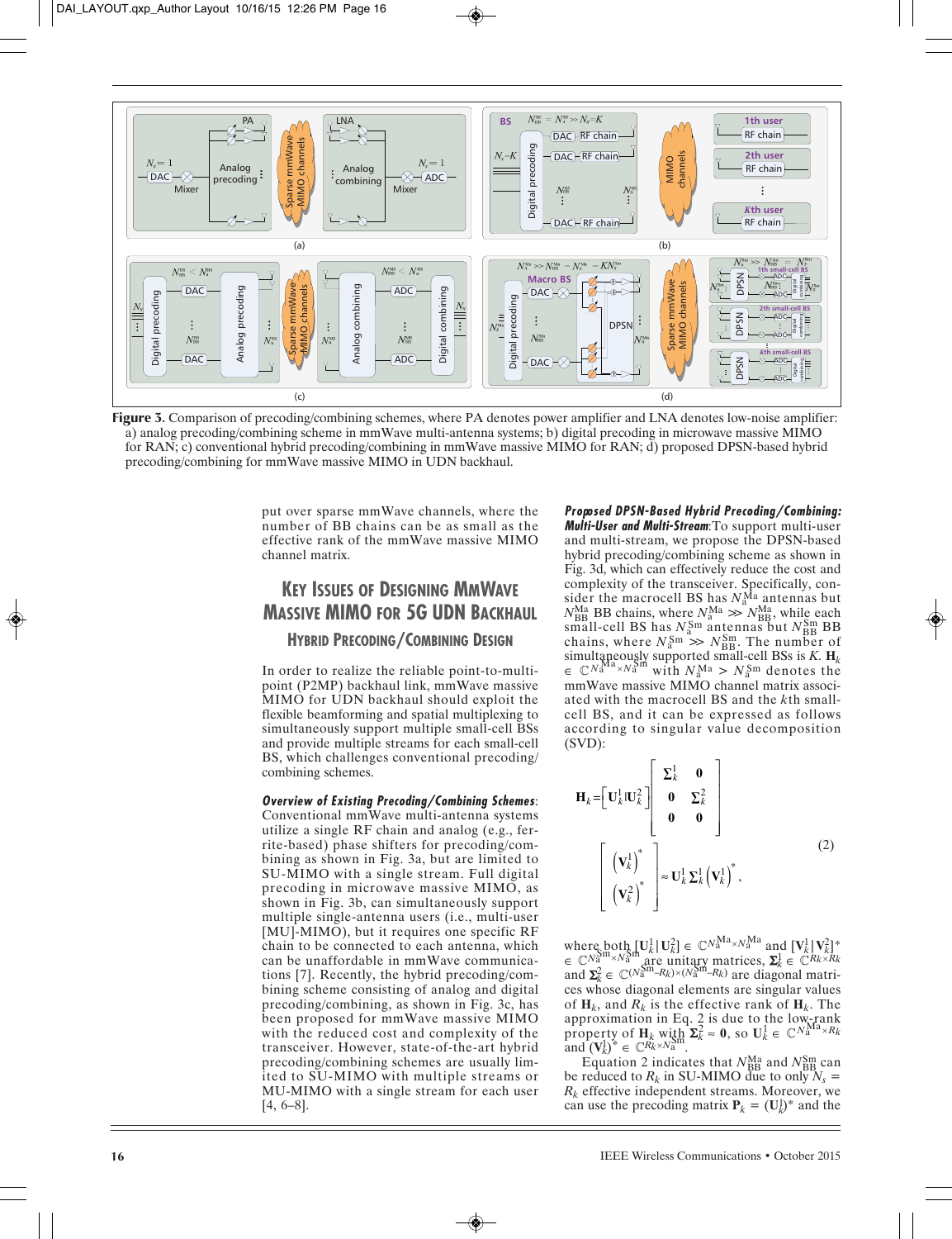Figure 3. Comparison of precoding/combining schemes, where PA denotes power amplifier and LNA denotes low-noise amplifier: a) analog precoding/combining scheme in mmWave multi-antenna systems; b) digital precoding in microwave massive MIMO for RAN; c) conventional hybrid precoding/combining in mmWave massive MIMO for RAN; d) proposed DPSN-based hybrid precoding/combining for mmWave massive MIMO in UDN backhaul.

put over sparse mmWave channels, where the number of BB chains can be as small as the effective rank of the mmWave massive MIMO channel matrix.

## Key Issues of Designing MmWave Massive MIMO for 5G UDN Backhaul

### Hybrid Precoding/Combining Design

In order to realize the reliable point-to-multipoint (P2MP) backhaul link, mmWave massive MIMO for UDN backhaul should exploit the flexible beamforming and spatial multiplexing to simultaneously support multiple small-cell BSs and provide multiple streams for each small-cell BS, which challenges conventional precoding/combining schemes.

***Overview of Existing Precoding/Combining Schemes***: Conventional mmWave multi-antenna systems utilize a single RF chain and analog (e.g., ferrite-based) phase shifters for precoding/combining as shown in Fig. 3a, but are limited to SU-MIMO with a single stream. Full digital precoding in microwave massive MIMO, as shown in Fig. 3b, can simultaneously support multiple single-antenna users (i.e., multi-user [MU]-MIMO), but it requires one specific RF chain to be connected to each antenna, which can be unaffordable in mmWave communications [7]. Recently, the hybrid precoding/combining scheme consisting of analog and digital precoding/combining, as shown in Fig. 3c, has been proposed for mmWave massive MIMO with the reduced cost and complexity of the transceiver. However, state-of-the-art hybrid precoding/combining schemes are usually limited to SU-MIMO with multiple streams or MU-MIMO with a single stream for each user [4, 6–8].

***Proposed DPSN-Based Hybrid Precoding/Combining: Multi-User and Multi-Stream***: To support multi-user and multi-stream, we propose the DPSN-based hybrid precoding/combining scheme as shown in Fig. 3d, which can effectively reduce the cost and complexity of the transceiver. Specifically, consider the macrocell BS has $N_a^{Ma}$ antennas but $N_{BB}^{Ma}$ BB chains, where $N_a^{Ma} \gg N_{BB}^{Ma}$, while each small-cell BS has $N_a^{Sm}$ antennas but $N_{BB}^{Sm}$ BB chains, where $N_a^{Sm} \gg N_{BB}^{Sm}$. The number of simultaneously supported small-cell BSs is $K$. $\mathbf{H}_k \in \mathbb{C}^{N_a^{Ma} \times N_a^{Sm}}$ with $N_a^{Ma} > N_a^{Sm}$ denotes the mmWave massive MIMO channel matrix associated with the macrocell BS and the $k$th small-cell BS, and it can be expressed as follows according to singular value decomposition (SVD):

$$\mathbf{H}_k = \left[\mathbf{U}_k^1 | \mathbf{U}_k^2\right] \begin{bmatrix} \boldsymbol{\Sigma}_k^1 & \mathbf{0} \\ \mathbf{0} & \boldsymbol{\Sigma}_k^2 \\ \mathbf{0} & \mathbf{0} \end{bmatrix} \begin{bmatrix} \left(\mathbf{V}_k^1\right)^* \\ \left(\mathbf{V}_k^2\right)^* \end{bmatrix} \approx \mathbf{U}_k^1 \boldsymbol{\Sigma}_k^1 \left(\mathbf{V}_k^1\right)^*, \tag{2}$$

where both $[\mathbf{U}_k^1 | \mathbf{U}_k^2] \in \mathbb{C}^{N_a^{Ma} \times N_a^{Ma}}$ and $[\mathbf{V}_k^1 | \mathbf{V}_k^2]^* \in \mathbb{C}^{N_a^{Sm} \times N_a^{Sm}}$ are unitary matrices, $\boldsymbol{\Sigma}_k^1 \in \mathbb{C}^{R_k \times R_k}$ and $\boldsymbol{\Sigma}_k^2 \in \mathbb{C}^{(N_a^{Sm} - R_k) \times (N_a^{Sm} - R_k)}$ are diagonal matrices whose diagonal elements are singular values of $\mathbf{H}_k$, and $R_k$ is the effective rank of $\mathbf{H}_k$. The approximation in Eq. 2 is due to the low-rank property of $\mathbf{H}_k$ with $\boldsymbol{\Sigma}_k^2 \approx \mathbf{0}$, so $\mathbf{U}_k^1 \in \mathbb{C}^{N_a^{Ma} \times R_k}$ and $(\mathbf{V}_k^1)^* \in \mathbb{C}^{R_k \times N_a^{Sm}}$.

Equation 2 indicates that $N_{BB}^{Ma}$ and $N_{BB}^{Sm}$ can be reduced to $R_k$ in SU-MIMO due to only $N_s = R_k$ effective independent streams. Moreover, we can use the precoding matrix $\mathbf{P}_k = (\mathbf{U}_k^1)^*$ and the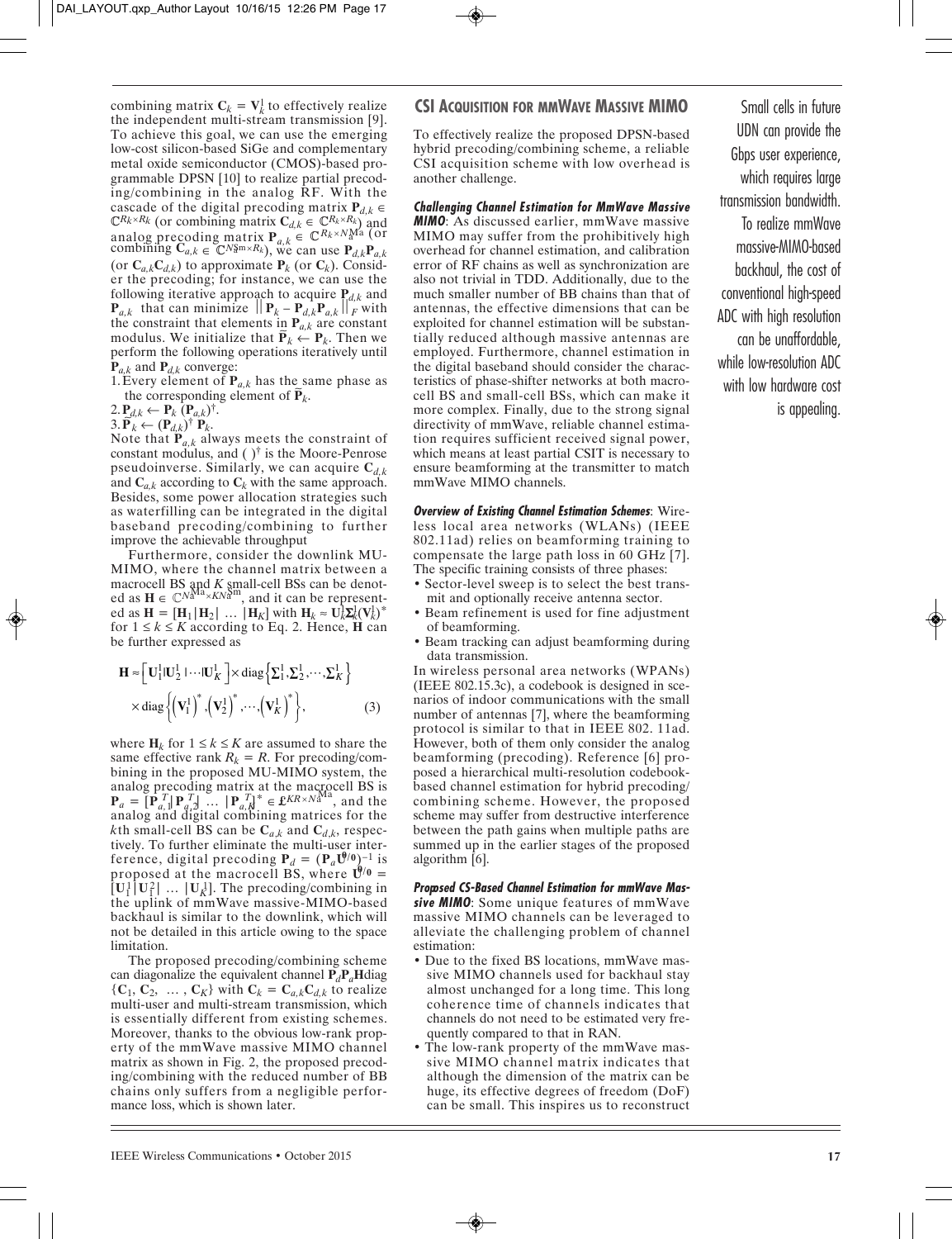combining matrix $\mathbf{C}_k = \mathbf{V}_k^1$ to effectively realize the independent multi-stream transmission [9]. To achieve this goal, we can use the emerging low-cost silicon-based SiGe and complementary metal oxide semiconductor (CMOS)-based programmable DPSN [10] to realize partial precoding/combining in the analog RF. With the cascade of the digital precoding matrix $\mathbf{P}_{d,k} \in \mathbb{C}^{R_k \times R_k}$ (or combining matrix $\mathbf{C}_{d,k} \in \mathbb{C}^{R_k \times R_k}$) and analog precoding matrix $\mathbf{P}_{a,k} \in \mathbb{C}^{R_k \times N_a^{Ma}}$ (or combining $\mathbf{C}_{a,k} \in \mathbb{C}^{N_a^{Sm} \times R_k}$), we can use $\mathbf{P}_{d,k}\mathbf{P}_{a,k}$ (or $\mathbf{C}_{a,k}\mathbf{C}_{d,k}$) to approximate $\mathbf{P}_k$ (or $\mathbf{C}_k$). Consider the precoding; for instance, we can use the following iterative approach to acquire $\mathbf{P}_{d,k}$ and $\mathbf{P}_{a,k}$ that can minimize $\|\mathbf{P}_k - \mathbf{P}_{d,k}\mathbf{P}_{a,k}\|_F$ with the constraint that elements in $\mathbf{P}_{a,k}$ are constant modulus. We initialize that $\tilde{\mathbf{P}}_k \leftarrow \mathbf{P}_k$. Then we perform the following operations iteratively until $\mathbf{P}_{a,k}$ and $\mathbf{P}_{d,k}$ converge:

1. Every element of $\mathbf{P}_{a,k}$ has the same phase as the corresponding element of $\tilde{\mathbf{P}}_k$.
2. $\mathbf{P}_{d,k} \leftarrow \mathbf{P}_k (\mathbf{P}_{a,k})^\dagger$.
3. $\tilde{\mathbf{P}}_k \leftarrow (\mathbf{P}_{d,k})^\dagger \mathbf{P}_k$.

Note that $\mathbf{P}_{a,k}$ always meets the constraint of constant modulus, and $(\ )^\dagger$ is the Moore-Penrose pseudoinverse. Similarly, we can acquire $\mathbf{C}_{d,k}$ and $\mathbf{C}_{a,k}$ according to $\mathbf{C}_k$ with the same approach. Besides, some power allocation strategies such as waterfilling can be integrated in the digital baseband precoding/combining to further improve the achievable throughput

Furthermore, consider the downlink MU-MIMO, where the channel matrix between a macrocell BS and $K$ small-cell BSs can be denoted as $\mathbf{H} \in \mathbb{C}^{N_a^{Ma} \times KN_a^{Sm}}$, and it can be represented as $\mathbf{H} = [\mathbf{H}_1 | \mathbf{H}_2 | \ \ldots \ | \mathbf{H}_K]$ with $\mathbf{H}_k \approx \mathbf{U}_k^1 \boldsymbol{\Sigma}_k^1 (\mathbf{V}_k^1)^*$ for $1 \le k \le K$ according to Eq. 2. Hence, $\mathbf{H}$ can be further expressed as

$$\mathbf{H} \approx \left[\mathbf{U}_1^1 | \mathbf{U}_2^1 | \cdots | \mathbf{U}_K^1\right] \times \mathrm{diag}\left\{\boldsymbol{\Sigma}_1^1, \boldsymbol{\Sigma}_2^1, \cdots, \boldsymbol{\Sigma}_K^1\right\} \times \mathrm{diag}\left\{\left(\mathbf{V}_1^1\right)^*, \left(\mathbf{V}_2^1\right)^*, \cdots, \left(\mathbf{V}_K^1\right)^*\right\}, \quad (3)$$

where $\mathbf{H}_k$ for $1 \le k \le K$ are assumed to share the same effective rank $R_k = R$. For precoding/combining in the proposed MU-MIMO system, the analog precoding matrix at the macrocell BS is $\mathbf{P}_a = [\mathbf{P}_{a,1}^T | \mathbf{P}_{a,2}^T | \ \ldots \ | \mathbf{P}_{a,K}^T]^* \in \mathbb{C}^{KR \times N_a^{Ma}}$, and the analog and digital combining matrices for the $k$th small-cell BS can be $\mathbf{C}_{a,k}$ and $\mathbf{C}_{d,k}$, respectively. To further eliminate the multi-user interference, digital precoding $\mathbf{P}_d = (\mathbf{P}_a \tilde{\mathbf{U}})^{-1}$ is proposed at the macrocell BS, where $\tilde{\mathbf{U}} = [\mathbf{U}_1^1 | \mathbf{U}_1^2 | \ \ldots \ | \mathbf{U}_K^1]$. The precoding/combining in the uplink of mmWave massive-MIMO-based backhaul is similar to the downlink, which will not be detailed in this article owing to the space limitation.

The proposed precoding/combining scheme can diagonalize the equivalent channel $\mathbf{P}_d\mathbf{P}_a\mathbf{H}\mathrm{diag}\{\mathbf{C}_1, \mathbf{C}_2, \ \ldots, \mathbf{C}_K\}$ with $\mathbf{C}_k = \mathbf{C}_{a,k}\mathbf{C}_{d,k}$ to realize multi-user and multi-stream transmission, which is essentially different from existing schemes. Moreover, thanks to the obvious low-rank property of the mmWave massive MIMO channel matrix as shown in Fig. 2, the proposed precoding/combining with the reduced number of BB chains only suffers from a negligible performance loss, which is shown later.

## CSI Acquisition for mmWave Massive MIMO

To effectively realize the proposed DPSN-based hybrid precoding/combining scheme, a reliable CSI acquisition scheme with low overhead is another challenge.

***Challenging Channel Estimation for MmWave Massive MIMO***: As discussed earlier, mmWave massive MIMO may suffer from the prohibitively high overhead for channel estimation, and calibration error of RF chains as well as synchronization are also not trivial in TDD. Additionally, due to the much smaller number of BB chains than that of antennas, the effective dimensions that can be exploited for channel estimation will be substantially reduced although massive antennas are employed. Furthermore, channel estimation in the digital baseband should consider the characteristics of phase-shifter networks at both macrocell BS and small-cell BSs, which can make it more complex. Finally, due to the strong signal directivity of mmWave, reliable channel estimation requires sufficient received signal power, which means at least partial CSIT is necessary to ensure beamforming at the transmitter to match mmWave MIMO channels.

***Overview of Existing Channel Estimation Schemes***: Wireless local area networks (WLANs) (IEEE 802.11ad) relies on beamforming training to compensate the large path loss in 60 GHz [7]. The specific training consists of three phases:

- Sector-level sweep is to select the best transmit and optionally receive antenna sector.
- Beam refinement is used for fine adjustment of beamforming.
- Beam tracking can adjust beamforming during data transmission.

In wireless personal area networks (WPANs) (IEEE 802.15.3c), a codebook is designed in scenarios of indoor communications with the small number of antennas [7], where the beamforming protocol is similar to that in IEEE 802. 11ad. However, both of them only consider the analog beamforming (precoding). Reference [6] proposed a hierarchical multi-resolution codebook-based channel estimation for hybrid precoding/combining scheme. However, the proposed scheme may suffer from destructive interference between the path gains when multiple paths are summed up in the earlier stages of the proposed algorithm [6].

***Proposed CS-Based Channel Estimation for mmWave Massive MIMO***: Some unique features of mmWave massive MIMO channels can be leveraged to alleviate the challenging problem of channel estimation:

- Due to the fixed BS locations, mmWave massive MIMO channels used for backhaul stay almost unchanged for a long time. This long coherence time of channels indicates that channels do not need to be estimated very frequently compared to that in RAN.
- The low-rank property of the mmWave massive MIMO channel matrix indicates that although the dimension of the matrix can be huge, its effective degrees of freedom (DoF) can be small. This inspires us to reconstruct

Small cells in future UDN can provide the Gbps user experience, which requires large transmission bandwidth. To realize mmWave massive-MIMO-based backhaul, the cost of conventional high-speed ADC with high resolution can be unaffordable, while low-resolution ADC with low hardware cost is appealing.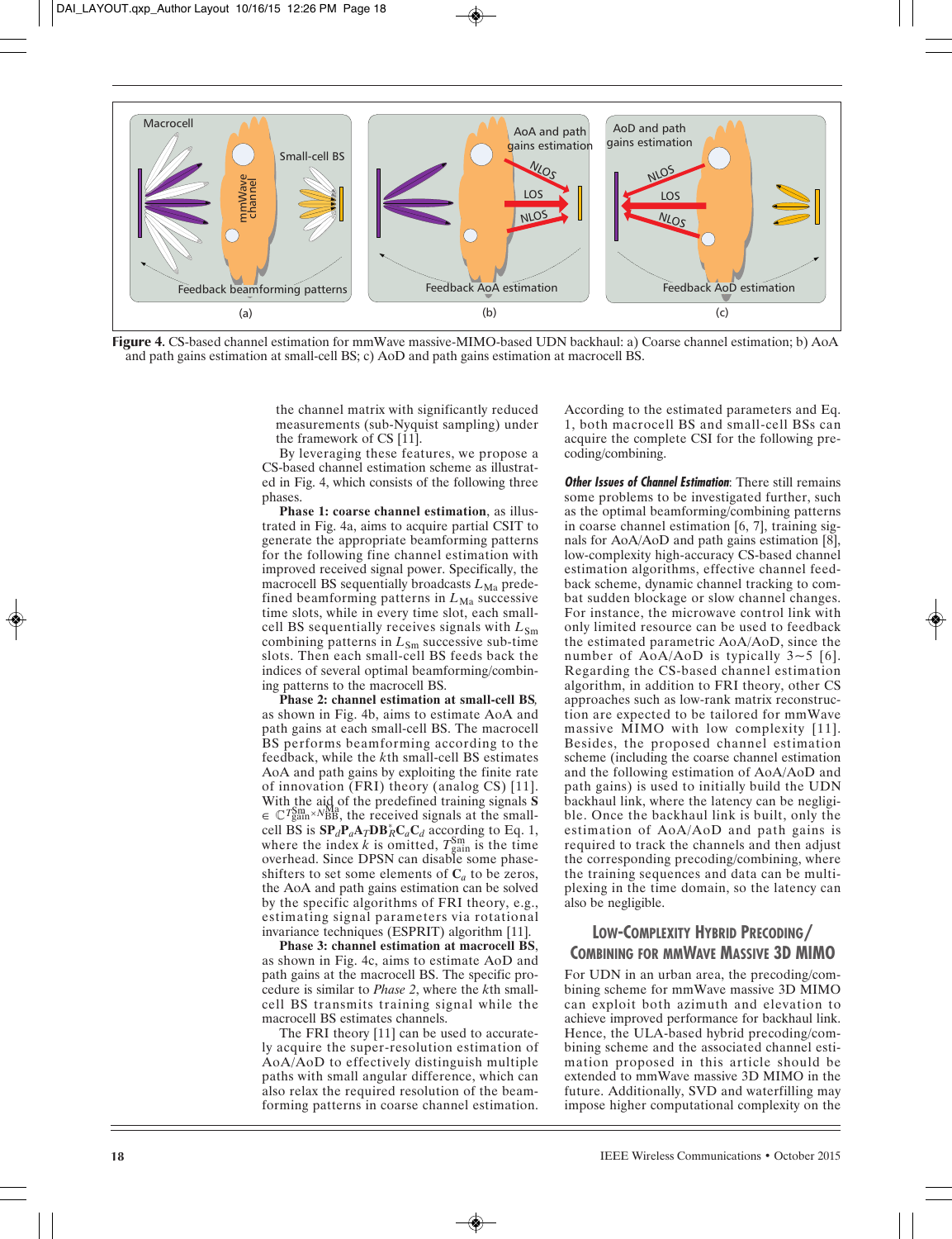**Figure 4.** CS-based channel estimation for mmWave massive-MIMO-based UDN backhaul: a) Coarse channel estimation; b) AoA and path gains estimation at small-cell BS; c) AoD and path gains estimation at macrocell BS.

the channel matrix with significantly reduced measurements (sub-Nyquist sampling) under the framework of CS [11].

By leveraging these features, we propose a CS-based channel estimation scheme as illustrated in Fig. 4, which consists of the following three phases.

**Phase 1: coarse channel estimation**, as illustrated in Fig. 4a, aims to acquire partial CSIT to generate the appropriate beamforming patterns for the following fine channel estimation with improved received signal power. Specifically, the macrocell BS sequentially broadcasts $L_{\rm Ma}$ predefined beamforming patterns in $L_{\rm Ma}$ successive time slots, while in every time slot, each small-cell BS sequentially receives signals with $L_{\rm Sm}$ combining patterns in $L_{\rm Sm}$ successive sub-time slots. Then each small-cell BS feeds back the indices of several optimal beamforming/combining patterns to the macrocell BS.

**Phase 2: channel estimation at small-cell BS**, as shown in Fig. 4b, aims to estimate AoA and path gains at each small-cell BS. The macrocell BS performs beamforming according to the feedback, while the $k$th small-cell BS estimates AoA and path gains by exploiting the finite rate of innovation (FRI) theory (analog CS) [11]. With the aid of the predefined training signals $\mathbf{S} \in \mathbb{C}^{T_{\rm gain}^{\rm Sm} \times N_{\rm BB}^{\rm Ma}}$, the received signals at the small-cell BS is $\mathbf{SP}_d\mathbf{P}_a\mathbf{A}_T\mathbf{DB}_R^*\mathbf{C}_a\mathbf{C}_d$ according to Eq. 1, where the index $k$ is omitted, $T_{\rm gain}^{\rm Sm}$ is the time overhead. Since DPSN can disable some phase-shifters to set some elements of $\mathbf{C}_a$ to be zeros, the AoA and path gains estimation can be solved by the specific algorithms of FRI theory, e.g., estimating signal parameters via rotational invariance techniques (ESPRIT) algorithm [11].

**Phase 3: channel estimation at macrocell BS**, as shown in Fig. 4c, aims to estimate AoD and path gains at the macrocell BS. The specific procedure is similar to *Phase 2*, where the $k$th small-cell BS transmits training signal while the macrocell BS estimates channels.

The FRI theory [11] can be used to accurately acquire the super-resolution estimation of AoA/AoD to effectively distinguish multiple paths with small angular difference, which can also relax the required resolution of the beamforming patterns in coarse channel estimation. According to the estimated parameters and Eq. 1, both macrocell BS and small-cell BSs can acquire the complete CSI for the following precoding/combining.

***Other Issues of Channel Estimation***: There still remains some problems to be investigated further, such as the optimal beamforming/combining patterns in coarse channel estimation [6, 7], training signals for AoA/AoD and path gains estimation [8], low-complexity high-accuracy CS-based channel estimation algorithms, effective channel feedback scheme, dynamic channel tracking to combat sudden blockage or slow channel changes. For instance, the microwave control link with only limited resource can be used to feedback the estimated parametric AoA/AoD, since the number of AoA/AoD is typically 3~5 [6]. Regarding the CS-based channel estimation algorithm, in addition to FRI theory, other CS approaches such as low-rank matrix reconstruction are expected to be tailored for mmWave massive MIMO with low complexity [11]. Besides, the proposed channel estimation scheme (including the coarse channel estimation and the following estimation of AoA/AoD and path gains) is used to initially build the UDN backhaul link, where the latency can be negligible. Once the backhaul link is built, only the estimation of AoA/AoD and path gains is required to track the channels and then adjust the corresponding precoding/combining, where the training sequences and data can be multiplexing in the time domain, so the latency can also be negligible.

## Low-Complexity Hybrid Precoding/Combining for mmWave Massive 3D MIMO

For UDN in an urban area, the precoding/combining scheme for mmWave massive 3D MIMO can exploit both azimuth and elevation to achieve improved performance for backhaul link. Hence, the ULA-based hybrid precoding/combining scheme and the associated channel estimation proposed in this article should be extended to mmWave massive 3D MIMO in the future. Additionally, SVD and waterfilling may impose higher computational complexity on the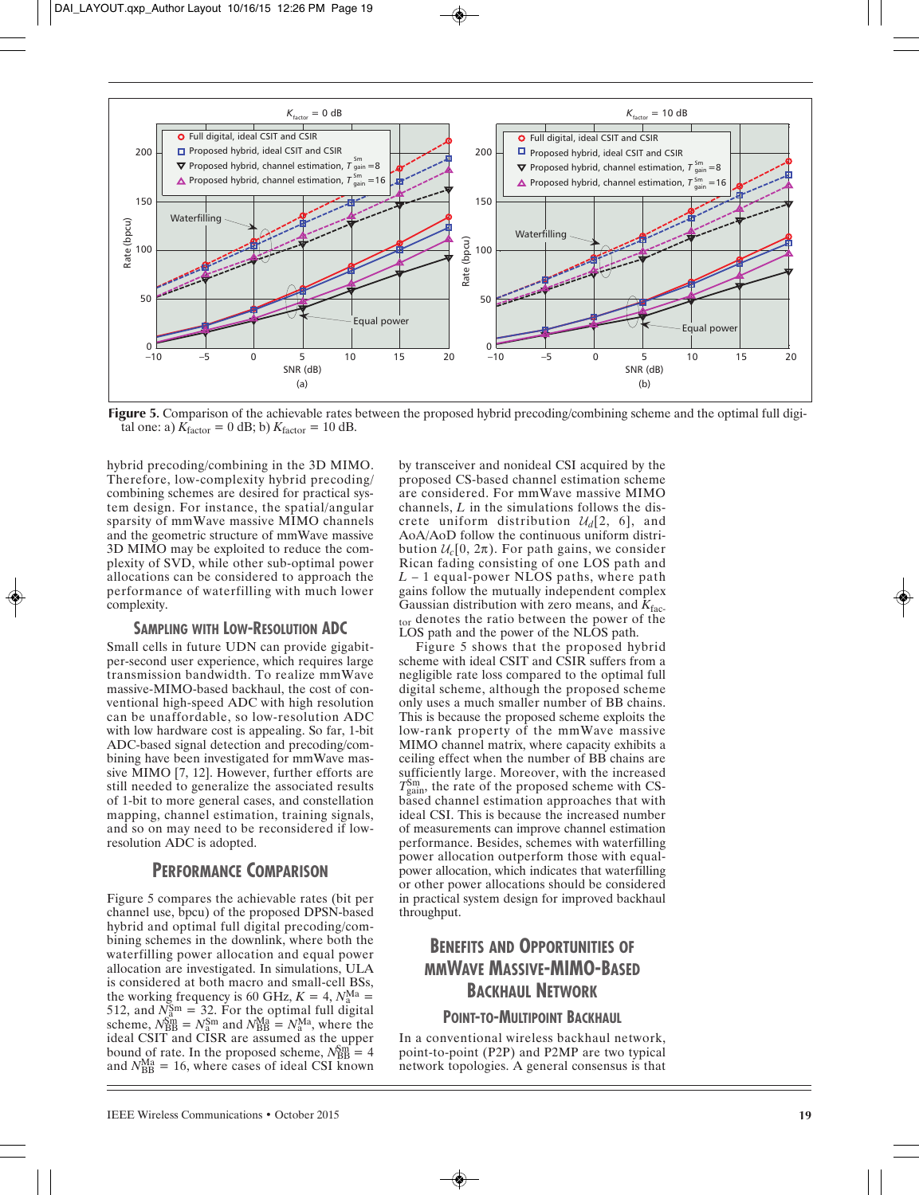Figure 5. Comparison of the achievable rates between the proposed hybrid precoding/combining scheme and the optimal full digital one: a) $K_{factor} = 0$ dB; b) $K_{factor} = 10$ dB.

hybrid precoding/combining in the 3D MIMO. Therefore, low-complexity hybrid precoding/combining schemes are desired for practical system design. For instance, the spatial/angular sparsity of mmWave massive MIMO channels and the geometric structure of mmWave massive 3D MIMO may be exploited to reduce the complexity of SVD, while other sub-optimal power allocations can be considered to approach the performance of waterfilling with much lower complexity.

### Sampling with Low-Resolution ADC

Small cells in future UDN can provide gigabit-per-second user experience, which requires large transmission bandwidth. To realize mmWave massive-MIMO-based backhaul, the cost of conventional high-speed ADC with high resolution can be unaffordable, so low-resolution ADC with low hardware cost is appealing. So far, 1-bit ADC-based signal detection and precoding/combining have been investigated for mmWave massive MIMO [7, 12]. However, further efforts are still needed to generalize the associated results of 1-bit to more general cases, and constellation mapping, channel estimation, training signals, and so on may need to be reconsidered if low-resolution ADC is adopted.

## Performance Comparison

Figure 5 compares the achievable rates (bit per channel use, bpcu) of the proposed DPSN-based hybrid and optimal full digital precoding/combining schemes in the downlink, where both the waterfilling power allocation and equal power allocation are investigated. In simulations, ULA is considered at both macro and small-cell BSs, the working frequency is 60 GHz, $K = 4$, $N_a^{Ma} = 512$, and $N_a^{Sm} = 32$. For the optimal full digital scheme, $N_{BB}^{Sm} = N_a^{Sm}$ and $N_{BB}^{Ma} = N_a^{Ma}$, where the ideal CSIT and CISR are assumed as the upper bound of rate. In the proposed scheme, $N_{BB}^{Sm} = 4$ and $N_{BB}^{Ma} = 16$, where cases of ideal CSI known by transceiver and nonideal CSI acquired by the proposed CS-based channel estimation scheme are considered. For mmWave massive MIMO channels, $L$ in the simulations follows the discrete uniform distribution $\mathcal{U}_d[2, 6]$, and AoA/AoD follow the continuous uniform distribution $\mathcal{U}_c[0, 2\pi)$. For path gains, we consider Rican fading consisting of one LOS path and $L - 1$ equal-power NLOS paths, where path gains follow the mutually independent complex Gaussian distribution with zero means, and $K_{factor}$ denotes the ratio between the power of the LOS path and the power of the NLOS path.

Figure 5 shows that the proposed hybrid scheme with ideal CSIT and CSIR suffers from a negligible rate loss compared to the optimal full digital scheme, although the proposed scheme only uses a much smaller number of BB chains. This is because the proposed scheme exploits the low-rank property of the mmWave massive MIMO channel matrix, where capacity exhibits a ceiling effect when the number of BB chains are sufficiently large. Moreover, with the increased $T_{gain}^{Sm}$, the rate of the proposed scheme with CS-based channel estimation approaches that with ideal CSI. This is because the increased number of measurements can improve channel estimation performance. Besides, schemes with waterfilling power allocation outperform those with equal-power allocation, which indicates that waterfilling or other power allocations should be considered in practical system design for improved backhaul throughput.

## Benefits and Opportunities of mmWave Massive-MIMO-Based Backhaul Network

### Point-to-Multipoint Backhaul

In a conventional wireless backhaul network, point-to-point (P2P) and P2MP are two typical network topologies. A general consensus is that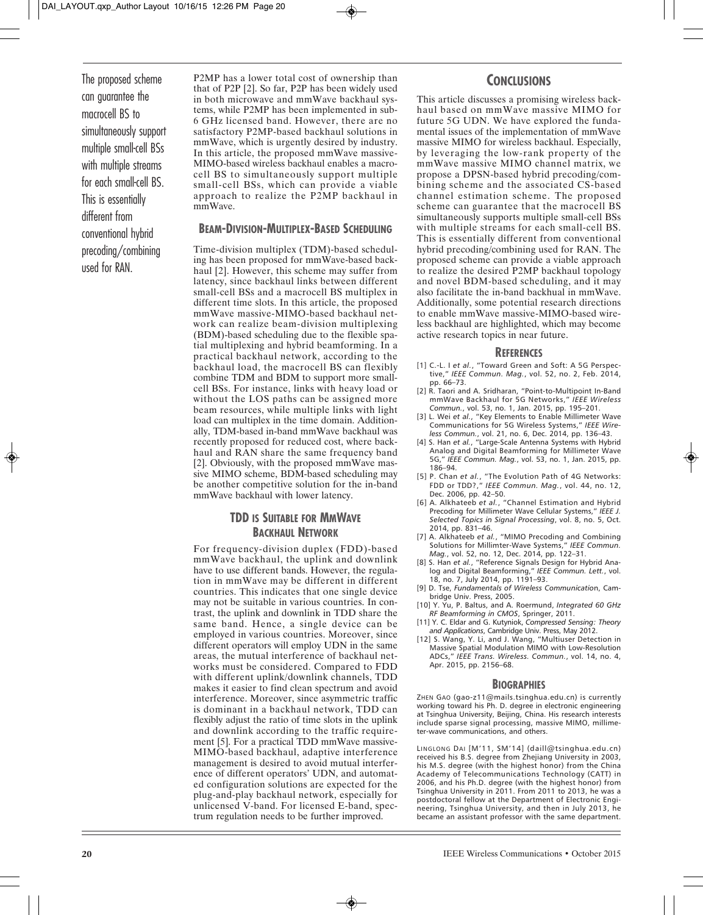The proposed scheme can guarantee the macrocell BS to simultaneously support multiple small-cell BSs with multiple streams for each small-cell BS. This is essentially different from conventional hybrid precoding/combining used for RAN.

P2MP has a lower total cost of ownership than that of P2P [2]. So far, P2P has been widely used in both microwave and mmWave backhaul systems, while P2MP has been implemented in sub-6 GHz licensed band. However, there are no satisfactory P2MP-based backhaul solutions in mmWave, which is urgently desired by industry. In this article, the proposed mmWave massive-MIMO-based wireless backhaul enables a macrocell BS to simultaneously support multiple small-cell BSs, which can provide a viable approach to realize the P2MP backhaul in mmWave.

### BEAM-DIVISION-MULTIPLEX-BASED SCHEDULING

Time-division multiplex (TDM)-based scheduling has been proposed for mmWave-based backhaul [2]. However, this scheme may suffer from latency, since backhaul links between different small-cell BSs and a macrocell BS multiplex in different time slots. In this article, the proposed mmWave massive-MIMO-based backhaul network can realize beam-division multiplexing (BDM)-based scheduling due to the flexible spatial multiplexing and hybrid beamforming. In a practical backhaul network, according to the backhaul load, the macrocell BS can flexibly combine TDM and BDM to support more small-cell BSs. For instance, links with heavy load or without the LOS paths can be assigned more beam resources, while multiple links with light load can multiplex in the time domain. Additionally, TDM-based in-band mmWave backhaul was recently proposed for reduced cost, where backhaul and RAN share the same frequency band [2]. Obviously, with the proposed mmWave massive MIMO scheme, BDM-based scheduling may be another competitive solution for the in-band mmWave backhaul with lower latency.

### TDD IS SUITABLE FOR MMWAVE BACKHAUL NETWORK

For frequency-division duplex (FDD)-based mmWave backhaul, the uplink and downlink have to use different bands. However, the regulation in mmWave may be different in different countries. This indicates that one single device may not be suitable in various countries. In contrast, the uplink and downlink in TDD share the same band. Hence, a single device can be employed in various countries. Moreover, since different operators will employ UDN in the same areas, the mutual interference of backhaul networks must be considered. Compared to FDD with different uplink/downlink channels, TDD makes it easier to find clean spectrum and avoid interference. Moreover, since asymmetric traffic is dominant in a backhaul network, TDD can flexibly adjust the ratio of time slots in the uplink and downlink according to the traffic requirement [5]. For a practical TDD mmWave massive-MIMO-based backhaul, adaptive interference management is desired to avoid mutual interference of different operators' UDN, and automated configuration solutions are expected for the plug-and-play backhaul network, especially for unlicensed V-band. For licensed E-band, spectrum regulation needs to be further improved.

## CONCLUSIONS

This article discusses a promising wireless backhaul based on mmWave massive MIMO for future 5G UDN. We have explored the fundamental issues of the implementation of mmWave massive MIMO for wireless backhaul. Especially, by leveraging the low-rank property of the mmWave massive MIMO channel matrix, we propose a DPSN-based hybrid precoding/combining scheme and the associated CS-based channel estimation scheme. The proposed scheme can guarantee that the macrocell BS simultaneously supports multiple small-cell BSs with multiple streams for each small-cell BS. This is essentially different from conventional hybrid precoding/combining used for RAN. The proposed scheme can provide a viable approach to realize the desired P2MP backhaul topology and novel BDM-based scheduling, and it may also facilitate the in-band backhaul in mmWave. Additionally, some potential research directions to enable mmWave massive-MIMO-based wireless backhaul are highlighted, which may become active research topics in near future.

## REFERENCES

[1] C.-L. I *et al.*, "Toward Green and Soft: A 5G Perspective," *IEEE Commun. Mag.*, vol. 52, no. 2, Feb. 2014, pp. 66–73.

[2] R. Taori and A. Sridharan, "Point-to-Multipoint In-Band mmWave Backhaul for 5G Networks," *IEEE Wireless Commun.*, vol. 53, no. 1, Jan. 2015, pp. 195–201.

[3] L. Wei *et al.*, "Key Elements to Enable Millimeter Wave Communications for 5G Wireless Systems," *IEEE Wireless Commun.*, vol. 21, no. 6, Dec. 2014, pp. 136–43.

[4] S. Han *et al.*, "Large-Scale Antenna Systems with Hybrid Analog and Digital Beamforming for Millimeter Wave 5G," *IEEE Commun. Mag.*, vol. 53, no. 1, Jan. 2015, pp. 186–94.

[5] P. Chan *et al.*, "The Evolution Path of 4G Networks: FDD or TDD?," *IEEE Commun. Mag.*, vol. 44, no. 12, Dec. 2006, pp. 42–50.

[6] A. Alkhateeb *et al.*, "Channel Estimation and Hybrid Precoding for Millimeter Wave Cellular Systems," *IEEE J. Selected Topics in Signal Processing*, vol. 8, no. 5, Oct. 2014, pp. 831–46.

[7] A. Alkhateeb *et al.*, "MIMO Precoding and Combining Solutions for Millimter-Wave Systems," *IEEE Commun. Mag.*, vol. 52, no. 12, Dec. 2014, pp. 122–31.

[8] S. Han *et al.*, "Reference Signals Design for Hybrid Analog and Digital Beamforming," *IEEE Commun. Lett.*, vol. 18, no. 7, July 2014, pp. 1191–93.

[9] D. Tse, *Fundamentals of Wireless Communicatio*n, Cambridge Univ. Press, 2005.

[10] Y. Yu, P. Baltus, and A. Roermund, *Integrated 60 GHz RF Beamforming in CMOS*, Springer, 2011.

[11] Y. C. Eldar and G. Kutyniok, *Compressed Sensing: Theory and Applications*, Cambridge Univ. Press, May 2012.

[12] S. Wang, Y. Li, and J. Wang, "Multiuser Detection in Massive Spatial Modulation MIMO with Low-Resolution ADCs," *IEEE Trans. Wireless. Commun.*, vol. 14, no. 4, Apr. 2015, pp. 2156–68.

## BIOGRAPHIES

ZHEN GAO (gao-z11@mails.tsinghua.edu.cn) is currently working toward his Ph. D. degree in electronic engineering at Tsinghua University, Beijing, China. His research interests include sparse signal processing, massive MIMO, millimeter-wave communications, and others.

LINGLONG DAI [M'11, SM'14] (daill@tsinghua.edu.cn) received his B.S. degree from Zhejiang University in 2003, his M.S. degree (with the highest honor) from the China Academy of Telecommunications Technology (CATT) in 2006, and his Ph.D. degree (with the highest honor) from Tsinghua University in 2011. From 2011 to 2013, he was a postdoctoral fellow at the Department of Electronic Engineering, Tsinghua University, and then in July 2013, he became an assistant professor with the same department.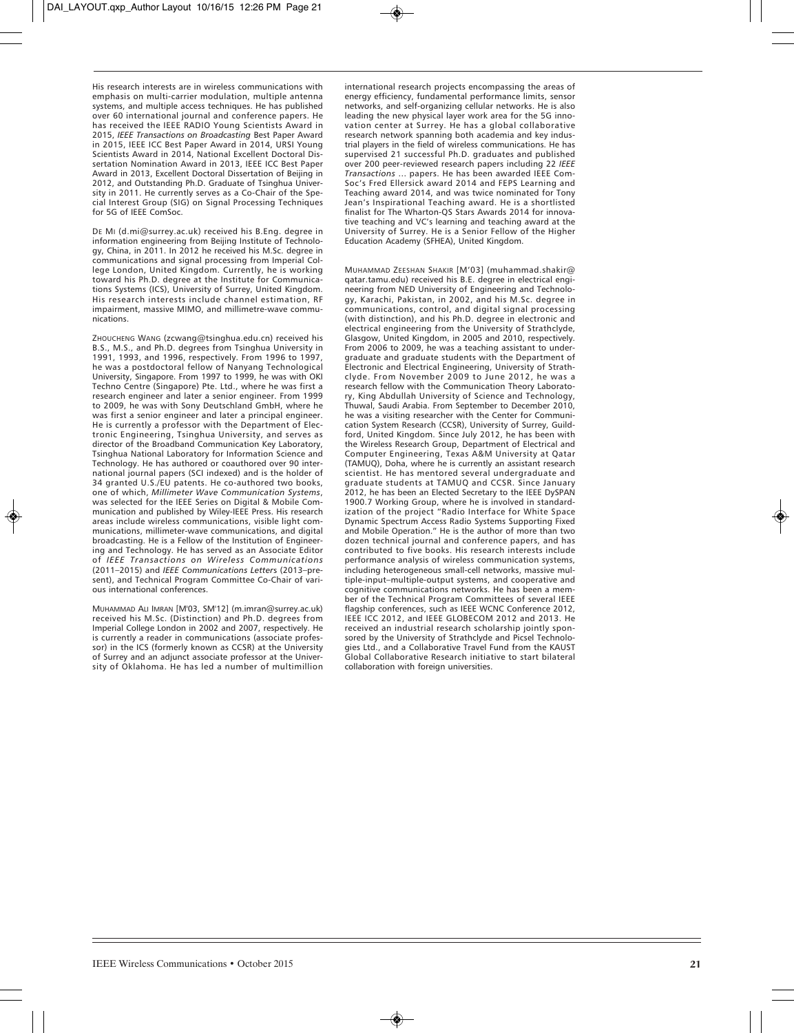His research interests are in wireless communications with emphasis on multi-carrier modulation, multiple antenna systems, and multiple access techniques. He has published over 60 international journal and conference papers. He has received the IEEE RADIO Young Scientists Award in 2015, *IEEE Transactions on Broadcasting* Best Paper Award in 2015, IEEE ICC Best Paper Award in 2014, URSI Young Scientists Award in 2014, National Excellent Doctoral Dissertation Nomination Award in 2013, IEEE ICC Best Paper Award in 2013, Excellent Doctoral Dissertation of Beijing in 2012, and Outstanding Ph.D. Graduate of Tsinghua University in 2011. He currently serves as a Co-Chair of the Special Interest Group (SIG) on Signal Processing Techniques for 5G of IEEE ComSoc.

DE MI (d.mi@surrey.ac.uk) received his B.Eng. degree in information engineering from Beijing Institute of Technology, China, in 2011. In 2012 he received his M.Sc. degree in communications and signal processing from Imperial College London, United Kingdom. Currently, he is working toward his Ph.D. degree at the Institute for Communications Systems (ICS), University of Surrey, United Kingdom. His research interests include channel estimation, RF impairment, massive MIMO, and millimetre-wave communications.

ZHOUCHENG WANG (zcwang@tsinghua.edu.cn) received his B.S., M.S., and Ph.D. degrees from Tsinghua University in 1991, 1993, and 1996, respectively. From 1996 to 1997, he was a postdoctoral fellow of Nanyang Technological University, Singapore. From 1997 to 1999, he was with OKI Techno Centre (Singapore) Pte. Ltd., where he was first a research engineer and later a senior engineer. From 1999 to 2009, he was with Sony Deutschland GmbH, where he was first a senior engineer and later a principal engineer. He is currently a professor with the Department of Electronic Engineering, Tsinghua University, and serves as director of the Broadband Communication Key Laboratory, Tsinghua National Laboratory for Information Science and Technology. He has authored or coauthored over 90 international journal papers (SCI indexed) and is the holder of 34 granted U.S./EU patents. He co-authored two books, one of which, *Millimeter Wave Communication Systems*, was selected for the IEEE Series on Digital & Mobile Communication and published by Wiley-IEEE Press. His research areas include wireless communications, visible light communications, millimeter-wave communications, and digital broadcasting. He is a Fellow of the Institution of Engineering and Technology. He has served as an Associate Editor of *IEEE Transactions on Wireless Communications* (2011–2015) and *IEEE Communications Letters* (2013–present), and Technical Program Committee Co-Chair of various international conferences.

MUHAMMAD ALI IMRAN [M'03, SM'12] (m.imran@surrey.ac.uk) received his M.Sc. (Distinction) and Ph.D. degrees from Imperial College London in 2002 and 2007, respectively. He is currently a reader in communications (associate professor) in the ICS (formerly known as CCSR) at the University of Surrey and an adjunct associate professor at the University of Oklahoma. He has led a number of multimillion international research projects encompassing the areas of energy efficiency, fundamental performance limits, sensor networks, and self-organizing cellular networks. He is also leading the new physical layer work area for the 5G innovation center at Surrey. He has a global collaborative research network spanning both academia and key industrial players in the field of wireless communications. He has supervised 21 successful Ph.D. graduates and published over 200 peer-reviewed research papers including 22 *IEEE Transactions* ... papers. He has been awarded IEEE ComSoc's Fred Ellersick award 2014 and FEPS Learning and Teaching award 2014, and was twice nominated for Tony Jean's Inspirational Teaching award. He is a shortlisted finalist for The Wharton-QS Stars Awards 2014 for innovative teaching and VC's learning and teaching award at the University of Surrey. He is a Senior Fellow of the Higher Education Academy (SFHEA), United Kingdom.

MUHAMMAD ZEESHAN SHAKIR [M'03] (muhammad.shakir@qatar.tamu.edu) received his B.E. degree in electrical engineering from NED University of Engineering and Technology, Karachi, Pakistan, in 2002, and his M.Sc. degree in communications, control, and digital signal processing (with distinction), and his Ph.D. degree in electronic and electrical engineering from the University of Strathclyde, Glasgow, United Kingdom, in 2005 and 2010, respectively. From 2006 to 2009, he was a teaching assistant to undergraduate and graduate students with the Department of Electronic and Electrical Engineering, University of Strathclyde. From November 2009 to June 2012, he was a research fellow with the Communication Theory Laboratory, King Abdullah University of Science and Technology, Thuwal, Saudi Arabia. From September to December 2010, he was a visiting researcher with the Center for Communication System Research (CCSR), University of Surrey, Guildford, United Kingdom. Since July 2012, he has been with the Wireless Research Group, Department of Electrical and Computer Engineering, Texas A&M University at Qatar (TAMUQ), Doha, where he is currently an assistant research scientist. He has mentored several undergraduate and graduate students at TAMUQ and CCSR. Since January 2012, he has been an Elected Secretary to the IEEE DySPAN 1900.7 Working Group, where he is involved in standardization of the project "Radio Interface for White Space Dynamic Spectrum Access Radio Systems Supporting Fixed and Mobile Operation." He is the author of more than two dozen technical journal and conference papers, and has contributed to five books. His research interests include performance analysis of wireless communication systems, including heterogeneous small-cell networks, massive multiple-input–multiple-output systems, and cooperative and cognitive communications networks. He has been a member of the Technical Program Committees of several IEEE flagship conferences, such as IEEE WCNC Conference 2012, IEEE ICC 2012, and IEEE GLOBECOM 2012 and 2013. He received an industrial research scholarship jointly sponsored by the University of Strathclyde and Picsel Technologies Ltd., and a Collaborative Travel Fund from the KAUST Global Collaborative Research initiative to start bilateral collaboration with foreign universities.